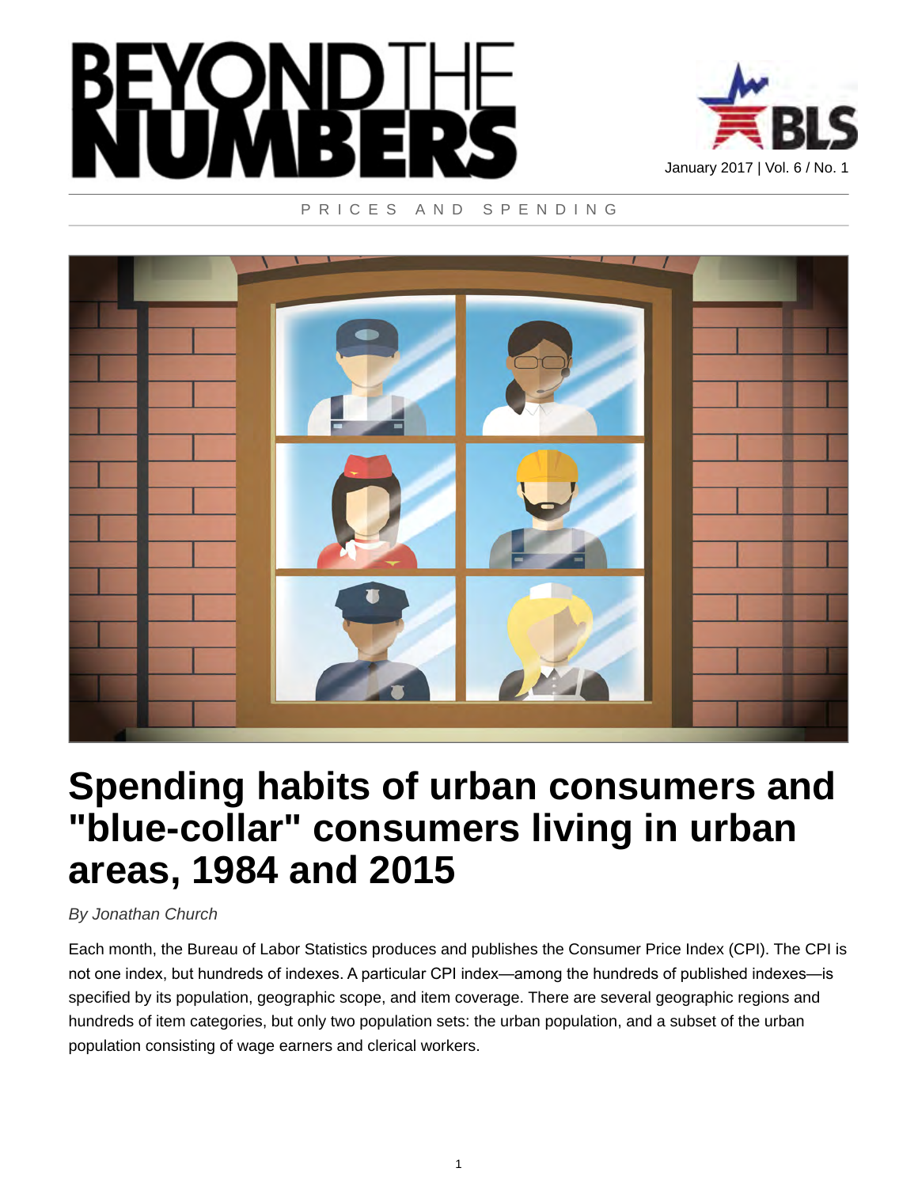# BEYOND THE NUMBERS

January 2017 | Vol. 6 / No. 1

PRICES AND SPENDING

# Spending habits of urban consumers and "blue-collar" consumers living in urban areas, 1984 and 2015

*By Jonathan Church*

Each month, the Bureau of Labor Statistics produces and publishes the Consumer Price Index (CPI). The CPI is not one index, but hundreds of indexes. A particular CPI index—among the hundreds of published indexes—is specified by its population, geographic scope, and item coverage. There are several geographic regions and hundreds of item categories, but only two population sets: the urban population, and a subset of the urban population consisting of wage earners and clerical workers.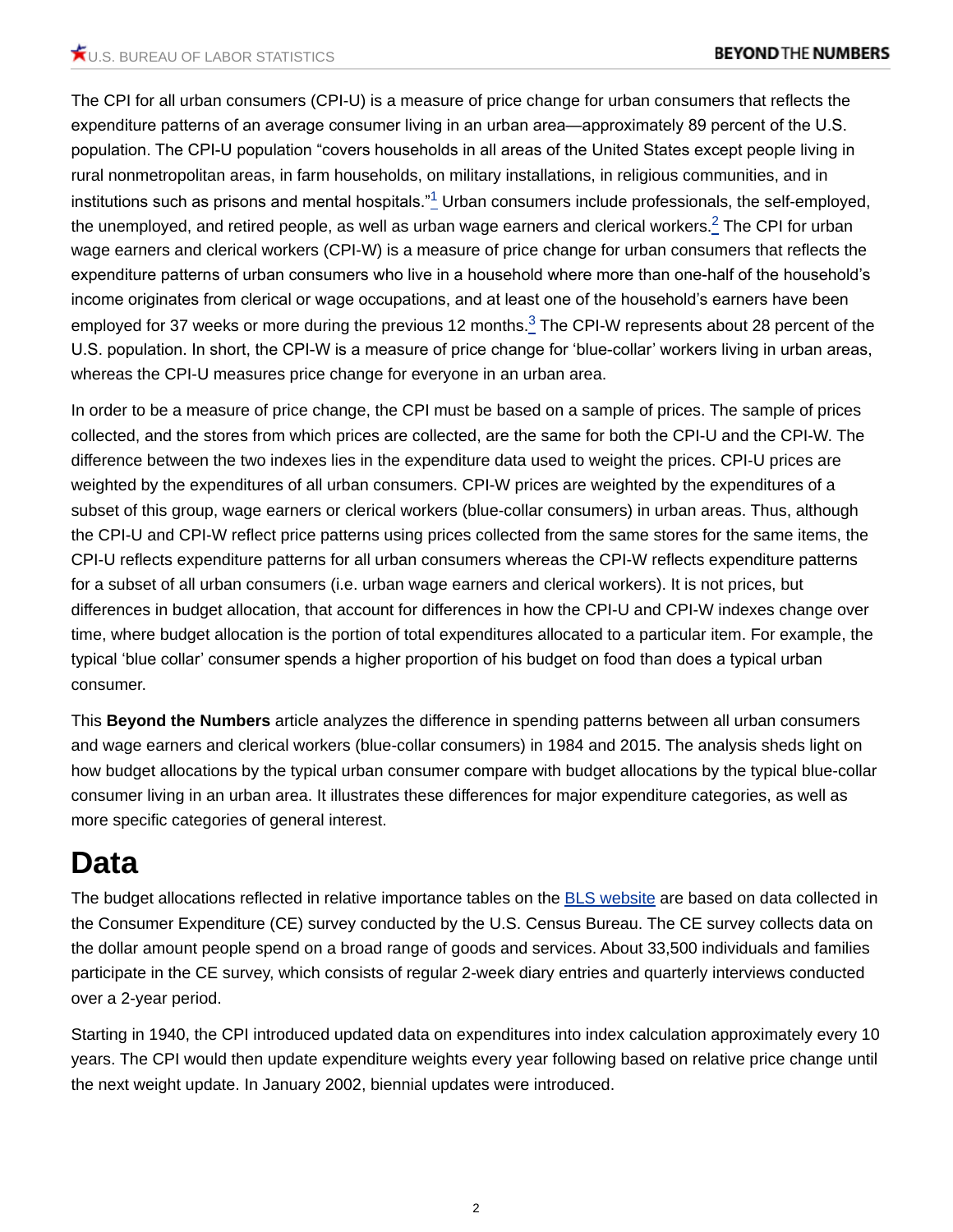The CPI for all urban consumers (CPI-U) is a measure of price change for urban consumers that reflects the expenditure patterns of an average consumer living in an urban area—approximately 89 percent of the U.S. population. The CPI-U population "covers households in all areas of the United States except people living in rural nonmetropolitan areas, in farm households, on military installations, in religious communities, and in institutions such as prisons and mental hospitals."[1] Urban consumers include professionals, the self-employed, the unemployed, and retired people, as well as urban wage earners and clerical workers.[2] The CPI for urban wage earners and clerical workers (CPI-W) is a measure of price change for urban consumers that reflects the expenditure patterns of urban consumers who live in a household where more than one-half of the household's income originates from clerical or wage occupations, and at least one of the household's earners have been employed for 37 weeks or more during the previous 12 months.[3] The CPI-W represents about 28 percent of the U.S. population. In short, the CPI-W is a measure of price change for 'blue-collar' workers living in urban areas, whereas the CPI-U measures price change for everyone in an urban area.

In order to be a measure of price change, the CPI must be based on a sample of prices. The sample of prices collected, and the stores from which prices are collected, are the same for both the CPI-U and the CPI-W. The difference between the two indexes lies in the expenditure data used to weight the prices. CPI-U prices are weighted by the expenditures of all urban consumers. CPI-W prices are weighted by the expenditures of a subset of this group, wage earners or clerical workers (blue-collar consumers) in urban areas. Thus, although the CPI-U and CPI-W reflect price patterns using prices collected from the same stores for the same items, the CPI-U reflects expenditure patterns for all urban consumers whereas the CPI-W reflects expenditure patterns for a subset of all urban consumers (i.e. urban wage earners and clerical workers). It is not prices, but differences in budget allocation, that account for differences in how the CPI-U and CPI-W indexes change over time, where budget allocation is the portion of total expenditures allocated to a particular item. For example, the typical 'blue collar' consumer spends a higher proportion of his budget on food than does a typical urban consumer.

This **Beyond the Numbers** article analyzes the difference in spending patterns between all urban consumers and wage earners and clerical workers (blue-collar consumers) in 1984 and 2015. The analysis sheds light on how budget allocations by the typical urban consumer compare with budget allocations by the typical blue-collar consumer living in an urban area. It illustrates these differences for major expenditure categories, as well as more specific categories of general interest.

# Data

The budget allocations reflected in relative importance tables on the BLS website are based on data collected in the Consumer Expenditure (CE) survey conducted by the U.S. Census Bureau. The CE survey collects data on the dollar amount people spend on a broad range of goods and services. About 33,500 individuals and families participate in the CE survey, which consists of regular 2-week diary entries and quarterly interviews conducted over a 2-year period.

Starting in 1940, the CPI introduced updated data on expenditures into index calculation approximately every 10 years. The CPI would then update expenditure weights every year following based on relative price change until the next weight update. In January 2002, biennial updates were introduced.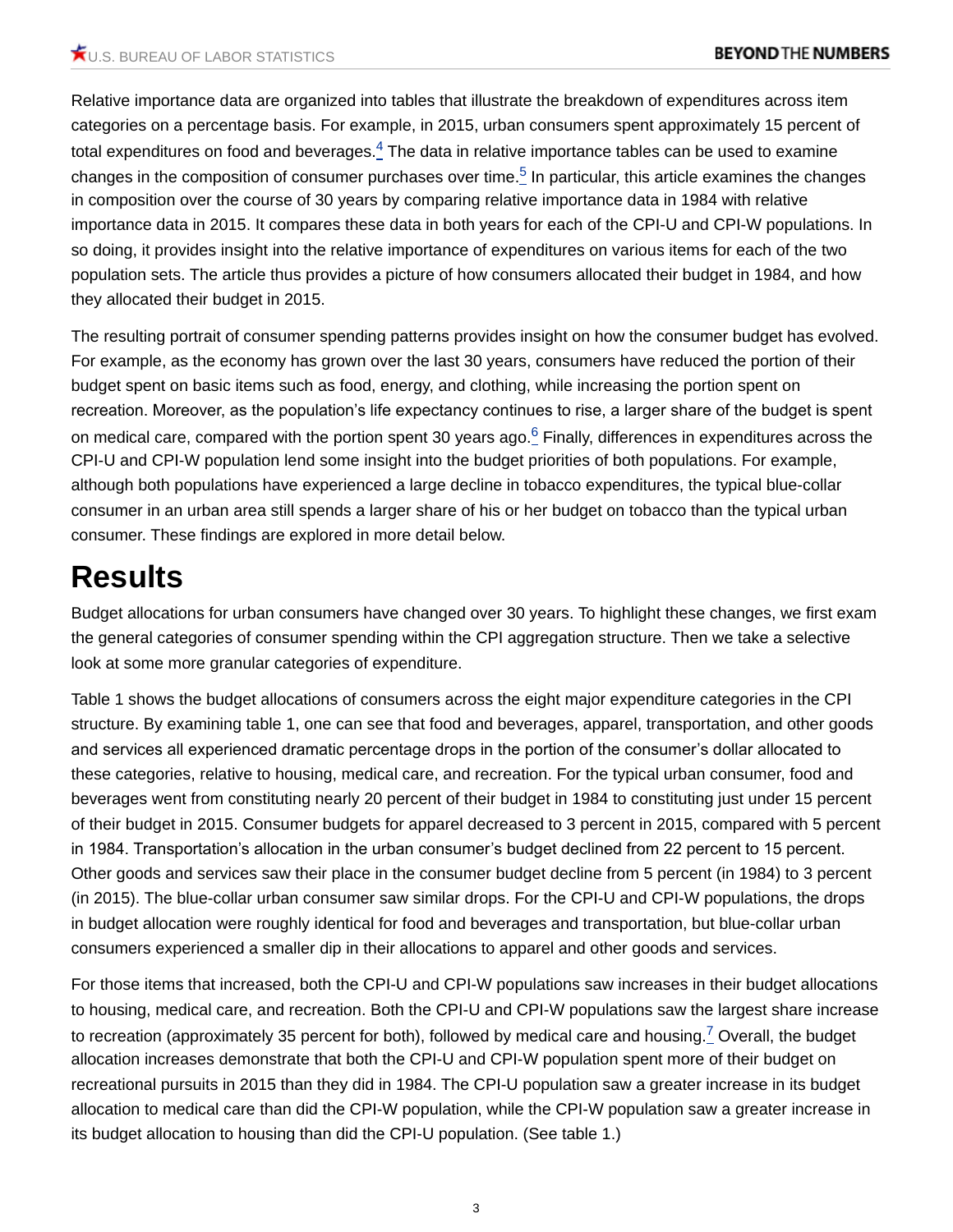Relative importance data are organized into tables that illustrate the breakdown of expenditures across item categories on a percentage basis. For example, in 2015, urban consumers spent approximately 15 percent of total expenditures on food and beverages.[4] The data in relative importance tables can be used to examine changes in the composition of consumer purchases over time.[5] In particular, this article examines the changes in composition over the course of 30 years by comparing relative importance data in 1984 with relative importance data in 2015. It compares these data in both years for each of the CPI-U and CPI-W populations. In so doing, it provides insight into the relative importance of expenditures on various items for each of the two population sets. The article thus provides a picture of how consumers allocated their budget in 1984, and how they allocated their budget in 2015.

The resulting portrait of consumer spending patterns provides insight on how the consumer budget has evolved. For example, as the economy has grown over the last 30 years, consumers have reduced the portion of their budget spent on basic items such as food, energy, and clothing, while increasing the portion spent on recreation. Moreover, as the population's life expectancy continues to rise, a larger share of the budget is spent on medical care, compared with the portion spent 30 years ago.[6] Finally, differences in expenditures across the CPI-U and CPI-W population lend some insight into the budget priorities of both populations. For example, although both populations have experienced a large decline in tobacco expenditures, the typical blue-collar consumer in an urban area still spends a larger share of his or her budget on tobacco than the typical urban consumer. These findings are explored in more detail below.

# Results

Budget allocations for urban consumers have changed over 30 years. To highlight these changes, we first exam the general categories of consumer spending within the CPI aggregation structure. Then we take a selective look at some more granular categories of expenditure.

Table 1 shows the budget allocations of consumers across the eight major expenditure categories in the CPI structure. By examining table 1, one can see that food and beverages, apparel, transportation, and other goods and services all experienced dramatic percentage drops in the portion of the consumer's dollar allocated to these categories, relative to housing, medical care, and recreation. For the typical urban consumer, food and beverages went from constituting nearly 20 percent of their budget in 1984 to constituting just under 15 percent of their budget in 2015. Consumer budgets for apparel decreased to 3 percent in 2015, compared with 5 percent in 1984. Transportation's allocation in the urban consumer's budget declined from 22 percent to 15 percent. Other goods and services saw their place in the consumer budget decline from 5 percent (in 1984) to 3 percent (in 2015). The blue-collar urban consumer saw similar drops. For the CPI-U and CPI-W populations, the drops in budget allocation were roughly identical for food and beverages and transportation, but blue-collar urban consumers experienced a smaller dip in their allocations to apparel and other goods and services.

For those items that increased, both the CPI-U and CPI-W populations saw increases in their budget allocations to housing, medical care, and recreation. Both the CPI-U and CPI-W populations saw the largest share increase to recreation (approximately 35 percent for both), followed by medical care and housing.[7] Overall, the budget allocation increases demonstrate that both the CPI-U and CPI-W population spent more of their budget on recreational pursuits in 2015 than they did in 1984. The CPI-U population saw a greater increase in its budget allocation to medical care than did the CPI-W population, while the CPI-W population saw a greater increase in its budget allocation to housing than did the CPI-U population. (See table 1.)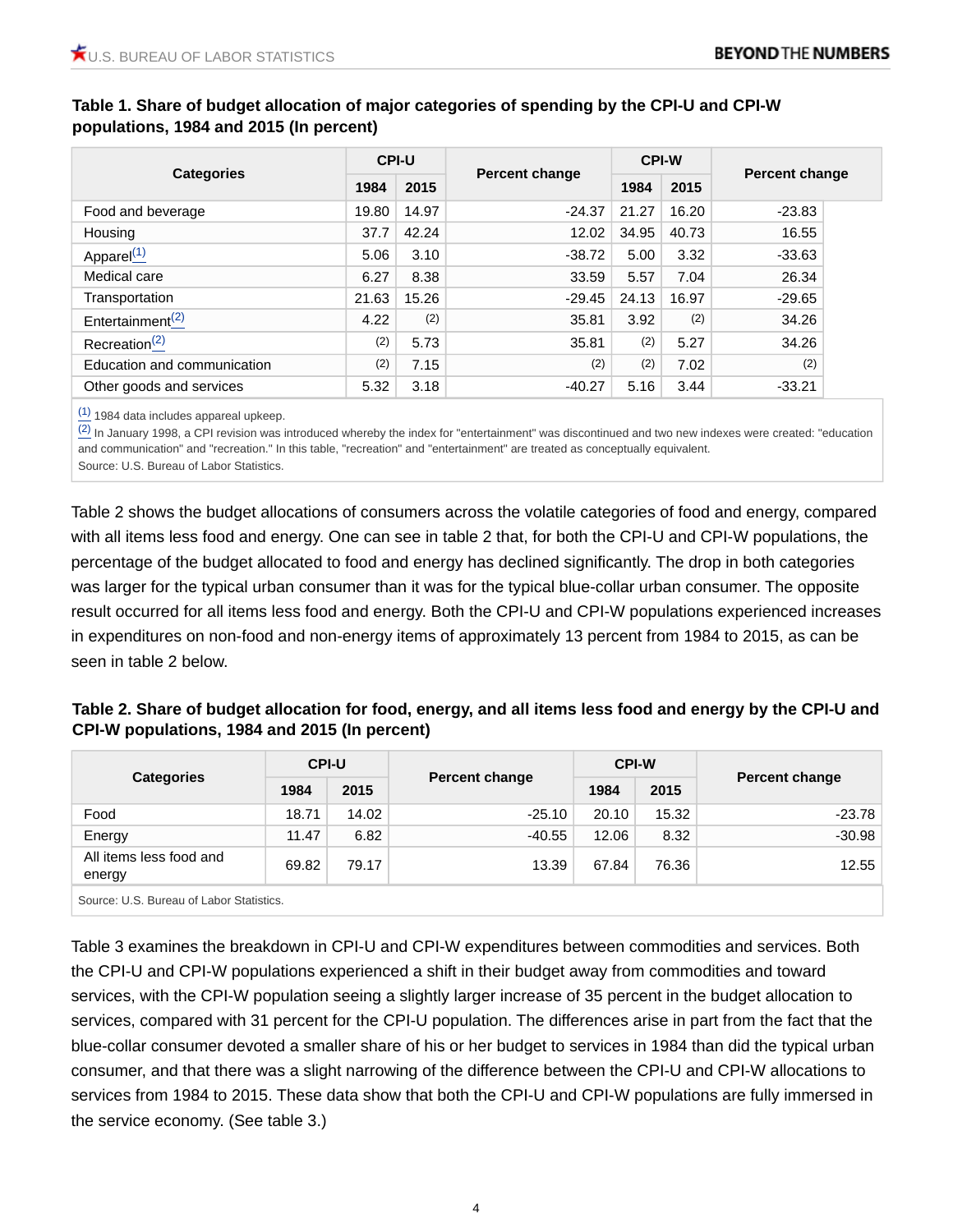**Table 1. Share of budget allocation of major categories of spending by the CPI-U and CPI-W populations, 1984 and 2015 (In percent)**

| Categories | CPI-U | | Percent change | CPI-W | | Percent change |
|---|---|---|---|---|---|---|
| | 1984 | 2015 | | 1984 | 2015 | |
| Food and beverage | 19.80 | 14.97 | -24.37 | 21.27 | 16.20 | -23.83 |
| Housing | 37.7 | 42.24 | 12.02 | 34.95 | 40.73 | 16.55 |
| Apparel[(1)] | 5.06 | 3.10 | -38.72 | 5.00 | 3.32 | -33.63 |
| Medical care | 6.27 | 8.38 | 33.59 | 5.57 | 7.04 | 26.34 |
| Transportation | 21.63 | 15.26 | -29.45 | 24.13 | 16.97 | -29.65 |
| Entertainment[(2)] | 4.22 | (2) | 35.81 | 3.92 | (2) | 34.26 |
| Recreation[(2)] | (2) | 5.73 | 35.81 | (2) | 5.27 | 34.26 |
| Education and communication | (2) | 7.15 | (2) | (2) | 7.02 | (2) |
| Other goods and services | 5.32 | 3.18 | -40.27 | 5.16 | 3.44 | -33.21 |

(1) 1984 data includes appareal upkeep.
(2) In January 1998, a CPI revision was introduced whereby the index for "entertainment" was discontinued and two new indexes were created: "education and communication" and "recreation." In this table, "recreation" and "entertainment" are treated as conceptually equivalent.
Source: U.S. Bureau of Labor Statistics.

Table 2 shows the budget allocations of consumers across the volatile categories of food and energy, compared with all items less food and energy. One can see in table 2 that, for both the CPI-U and CPI-W populations, the percentage of the budget allocated to food and energy has declined significantly. The drop in both categories was larger for the typical urban consumer than it was for the typical blue-collar urban consumer. The opposite result occurred for all items less food and energy. Both the CPI-U and CPI-W populations experienced increases in expenditures on non-food and non-energy items of approximately 13 percent from 1984 to 2015, as can be seen in table 2 below.

**Table 2. Share of budget allocation for food, energy, and all items less food and energy by the CPI-U and CPI-W populations, 1984 and 2015 (In percent)**

| Categories | CPI-U | | Percent change | CPI-W | | Percent change |
|---|---|---|---|---|---|---|
| | 1984 | 2015 | | 1984 | 2015 | |
| Food | 18.71 | 14.02 | -25.10 | 20.10 | 15.32 | -23.78 |
| Energy | 11.47 | 6.82 | -40.55 | 12.06 | 8.32 | -30.98 |
| All items less food and energy | 69.82 | 79.17 | 13.39 | 67.84 | 76.36 | 12.55 |

Source: U.S. Bureau of Labor Statistics.

Table 3 examines the breakdown in CPI-U and CPI-W expenditures between commodities and services. Both the CPI-U and CPI-W populations experienced a shift in their budget away from commodities and toward services, with the CPI-W population seeing a slightly larger increase of 35 percent in the budget allocation to services, compared with 31 percent for the CPI-U population. The differences arise in part from the fact that the blue-collar consumer devoted a smaller share of his or her budget to services in 1984 than did the typical urban consumer, and that there was a slight narrowing of the difference between the CPI-U and CPI-W allocations to services from 1984 to 2015. These data show that both the CPI-U and CPI-W populations are fully immersed in the service economy. (See table 3.)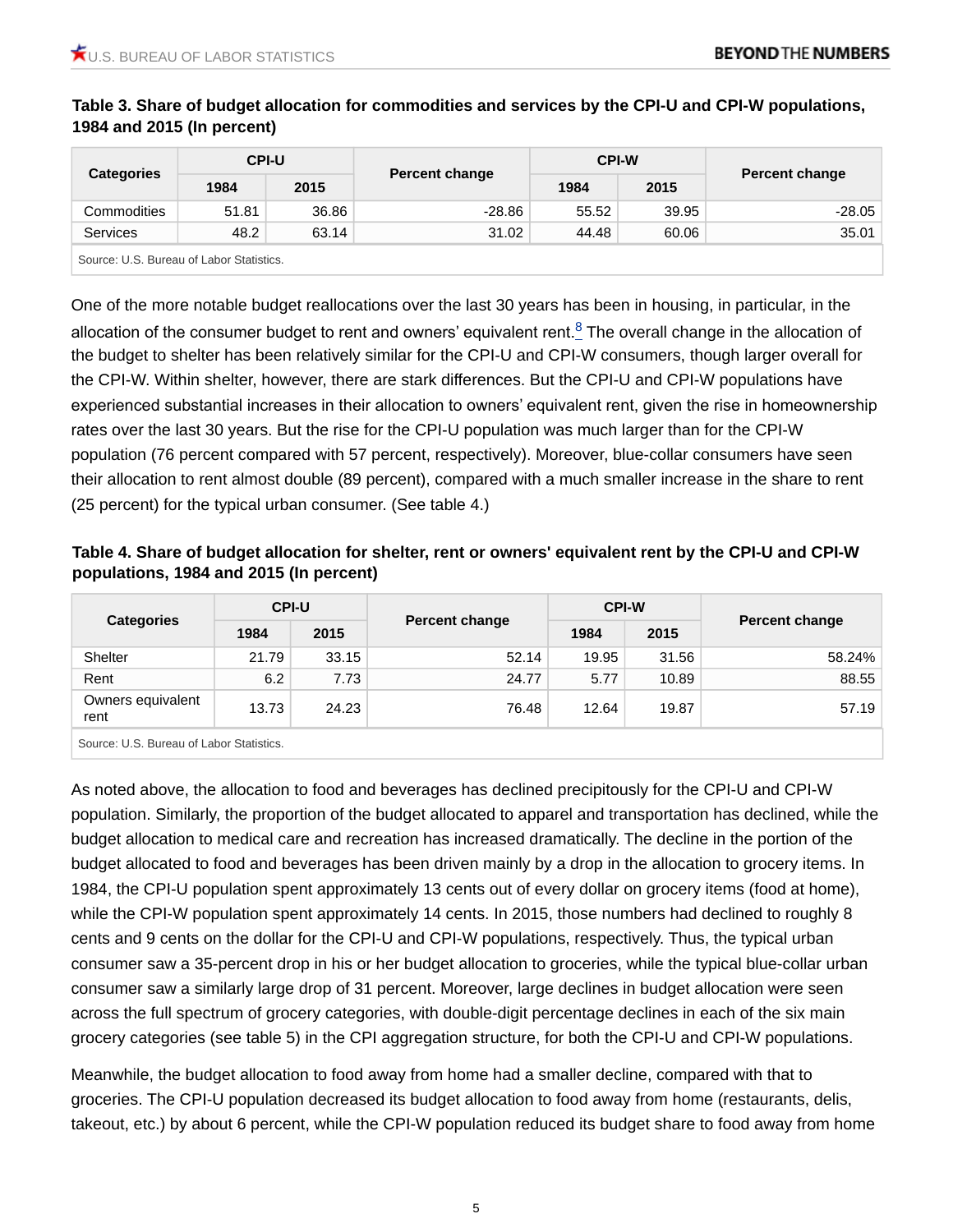**Table 3. Share of budget allocation for commodities and services by the CPI-U and CPI-W populations, 1984 and 2015 (In percent)**

| Categories | CPI-U | | Percent change | CPI-W | | Percent change |
|---|---|---|---|---|---|---|
| | 1984 | 2015 | | 1984 | 2015 | |
| Commodities | 51.81 | 36.86 | -28.86 | 55.52 | 39.95 | -28.05 |
| Services | 48.2 | 63.14 | 31.02 | 44.48 | 60.06 | 35.01 |

Source: U.S. Bureau of Labor Statistics.

One of the more notable budget reallocations over the last 30 years has been in housing, in particular, in the allocation of the consumer budget to rent and owners' equivalent rent.[8] The overall change in the allocation of the budget to shelter has been relatively similar for the CPI-U and CPI-W consumers, though larger overall for the CPI-W. Within shelter, however, there are stark differences. But the CPI-U and CPI-W populations have experienced substantial increases in their allocation to owners' equivalent rent, given the rise in homeownership rates over the last 30 years. But the rise for the CPI-U population was much larger than for the CPI-W population (76 percent compared with 57 percent, respectively). Moreover, blue-collar consumers have seen their allocation to rent almost double (89 percent), compared with a much smaller increase in the share to rent (25 percent) for the typical urban consumer. (See table 4.)

**Table 4. Share of budget allocation for shelter, rent or owners' equivalent rent by the CPI-U and CPI-W populations, 1984 and 2015 (In percent)**

| Categories | CPI-U | | Percent change | CPI-W | | Percent change |
|---|---|---|---|---|---|---|
| | 1984 | 2015 | | 1984 | 2015 | |
| Shelter | 21.79 | 33.15 | 52.14 | 19.95 | 31.56 | 58.24% |
| Rent | 6.2 | 7.73 | 24.77 | 5.77 | 10.89 | 88.55 |
| Owners equivalent rent | 13.73 | 24.23 | 76.48 | 12.64 | 19.87 | 57.19 |

Source: U.S. Bureau of Labor Statistics.

As noted above, the allocation to food and beverages has declined precipitously for the CPI-U and CPI-W population. Similarly, the proportion of the budget allocated to apparel and transportation has declined, while the budget allocation to medical care and recreation has increased dramatically. The decline in the portion of the budget allocated to food and beverages has been driven mainly by a drop in the allocation to grocery items. In 1984, the CPI-U population spent approximately 13 cents out of every dollar on grocery items (food at home), while the CPI-W population spent approximately 14 cents. In 2015, those numbers had declined to roughly 8 cents and 9 cents on the dollar for the CPI-U and CPI-W populations, respectively. Thus, the typical urban consumer saw a 35-percent drop in his or her budget allocation to groceries, while the typical blue-collar urban consumer saw a similarly large drop of 31 percent. Moreover, large declines in budget allocation were seen across the full spectrum of grocery categories, with double-digit percentage declines in each of the six main grocery categories (see table 5) in the CPI aggregation structure, for both the CPI-U and CPI-W populations.

Meanwhile, the budget allocation to food away from home had a smaller decline, compared with that to groceries. The CPI-U population decreased its budget allocation to food away from home (restaurants, delis, takeout, etc.) by about 6 percent, while the CPI-W population reduced its budget share to food away from home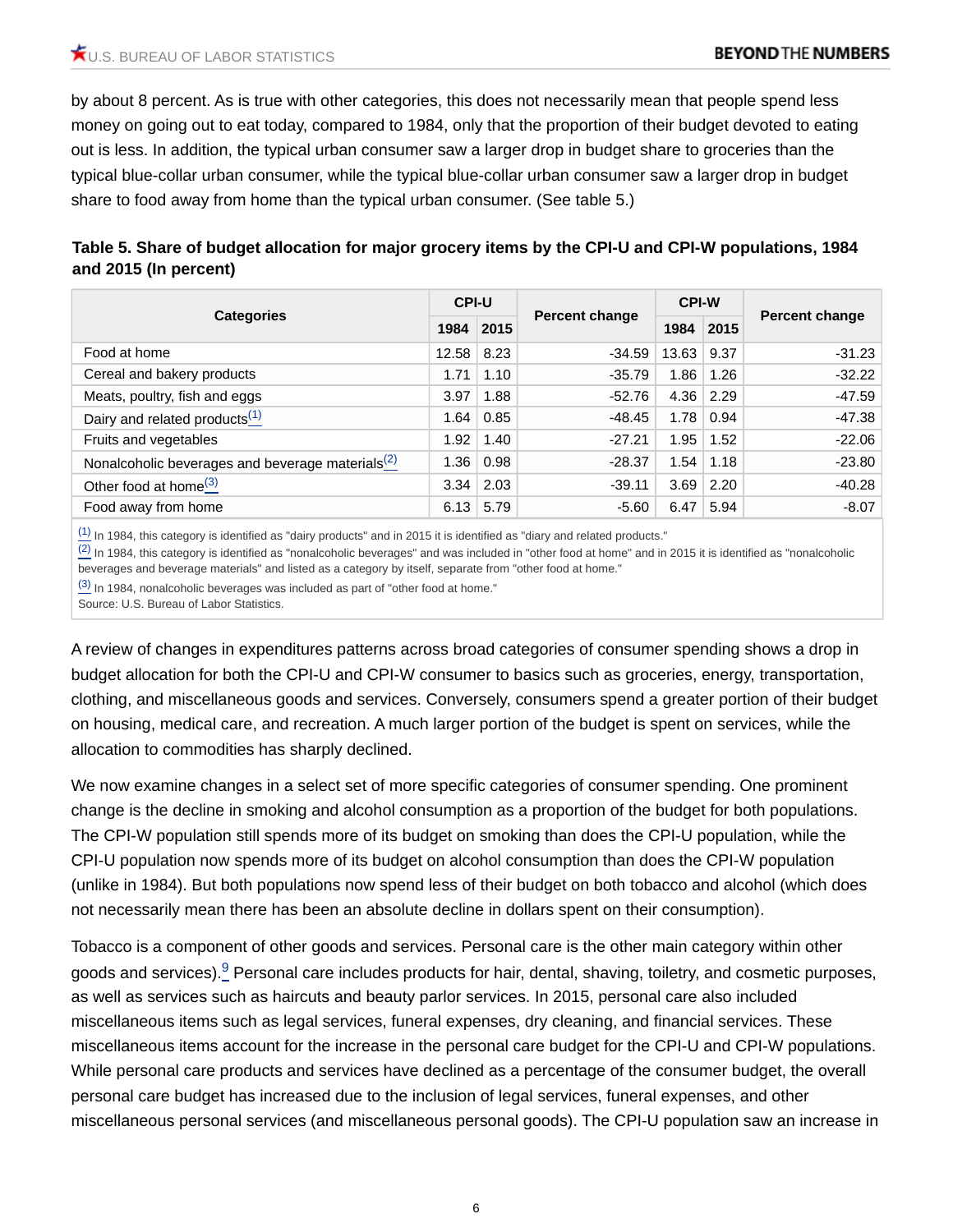by about 8 percent. As is true with other categories, this does not necessarily mean that people spend less money on going out to eat today, compared to 1984, only that the proportion of their budget devoted to eating out is less. In addition, the typical urban consumer saw a larger drop in budget share to groceries than the typical blue-collar urban consumer, while the typical blue-collar urban consumer saw a larger drop in budget share to food away from home than the typical urban consumer. (See table 5.)

**Table 5. Share of budget allocation for major grocery items by the CPI-U and CPI-W populations, 1984 and 2015 (In percent)**

| Categories | CPI-U | | Percent change | CPI-W | | Percent change |
|---|---|---|---|---|---|---|
| | 1984 | 2015 | | 1984 | 2015 | |
| Food at home | 12.58 | 8.23 | -34.59 | 13.63 | 9.37 | -31.23 |
| Cereal and bakery products | 1.71 | 1.10 | -35.79 | 1.86 | 1.26 | -32.22 |
| Meats, poultry, fish and eggs | 3.97 | 1.88 | -52.76 | 4.36 | 2.29 | -47.59 |
| Dairy and related products[(1)] | 1.64 | 0.85 | -48.45 | 1.78 | 0.94 | -47.38 |
| Fruits and vegetables | 1.92 | 1.40 | -27.21 | 1.95 | 1.52 | -22.06 |
| Nonalcoholic beverages and beverage materials[(2)] | 1.36 | 0.98 | -28.37 | 1.54 | 1.18 | -23.80 |
| Other food at home[(3)] | 3.34 | 2.03 | -39.11 | 3.69 | 2.20 | -40.28 |
| Food away from home | 6.13 | 5.79 | -5.60 | 6.47 | 5.94 | -8.07 |

(1) In 1984, this category is identified as "dairy products" and in 2015 it is identified as "diary and related products."
(2) In 1984, this category is identified as "nonalcoholic beverages" and was included in "other food at home" and in 2015 it is identified as "nonalcoholic beverages and beverage materials" and listed as a category by itself, separate from "other food at home."
(3) In 1984, nonalcoholic beverages was included as part of "other food at home."
Source: U.S. Bureau of Labor Statistics.

A review of changes in expenditures patterns across broad categories of consumer spending shows a drop in budget allocation for both the CPI-U and CPI-W consumer to basics such as groceries, energy, transportation, clothing, and miscellaneous goods and services. Conversely, consumers spend a greater portion of their budget on housing, medical care, and recreation. A much larger portion of the budget is spent on services, while the allocation to commodities has sharply declined.

We now examine changes in a select set of more specific categories of consumer spending. One prominent change is the decline in smoking and alcohol consumption as a proportion of the budget for both populations. The CPI-W population still spends more of its budget on smoking than does the CPI-U population, while the CPI-U population now spends more of its budget on alcohol consumption than does the CPI-W population (unlike in 1984). But both populations now spend less of their budget on both tobacco and alcohol (which does not necessarily mean there has been an absolute decline in dollars spent on their consumption).

Tobacco is a component of other goods and services. Personal care is the other main category within other goods and services).[9] Personal care includes products for hair, dental, shaving, toiletry, and cosmetic purposes, as well as services such as haircuts and beauty parlor services. In 2015, personal care also included miscellaneous items such as legal services, funeral expenses, dry cleaning, and financial services. These miscellaneous items account for the increase in the personal care budget for the CPI-U and CPI-W populations. While personal care products and services have declined as a percentage of the consumer budget, the overall personal care budget has increased due to the inclusion of legal services, funeral expenses, and other miscellaneous personal services (and miscellaneous personal goods). The CPI-U population saw an increase in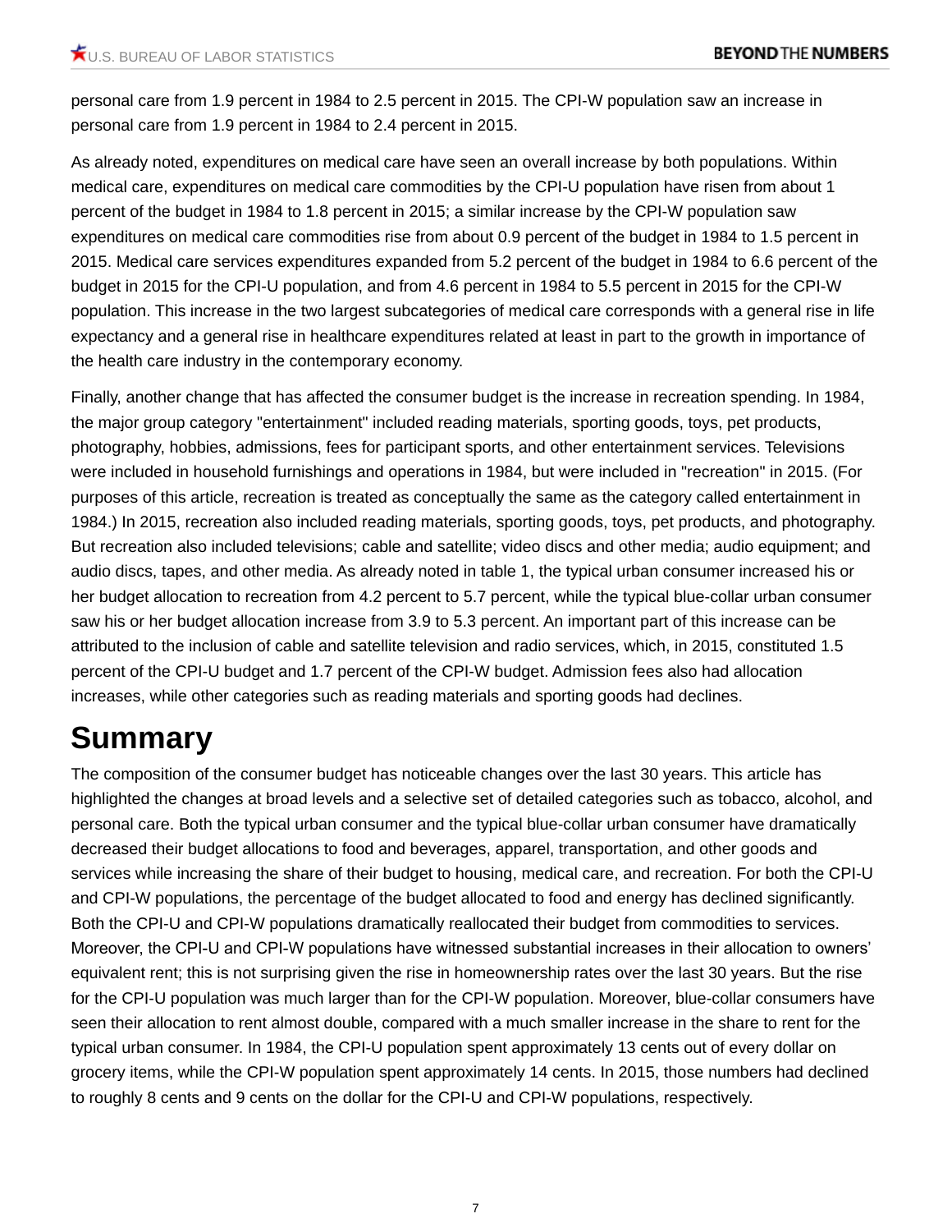personal care from 1.9 percent in 1984 to 2.5 percent in 2015. The CPI-W population saw an increase in personal care from 1.9 percent in 1984 to 2.4 percent in 2015.

As already noted, expenditures on medical care have seen an overall increase by both populations. Within medical care, expenditures on medical care commodities by the CPI-U population have risen from about 1 percent of the budget in 1984 to 1.8 percent in 2015; a similar increase by the CPI-W population saw expenditures on medical care commodities rise from about 0.9 percent of the budget in 1984 to 1.5 percent in 2015. Medical care services expenditures expanded from 5.2 percent of the budget in 1984 to 6.6 percent of the budget in 2015 for the CPI-U population, and from 4.6 percent in 1984 to 5.5 percent in 2015 for the CPI-W population. This increase in the two largest subcategories of medical care corresponds with a general rise in life expectancy and a general rise in healthcare expenditures related at least in part to the growth in importance of the health care industry in the contemporary economy.

Finally, another change that has affected the consumer budget is the increase in recreation spending. In 1984, the major group category "entertainment" included reading materials, sporting goods, toys, pet products, photography, hobbies, admissions, fees for participant sports, and other entertainment services. Televisions were included in household furnishings and operations in 1984, but were included in "recreation" in 2015. (For purposes of this article, recreation is treated as conceptually the same as the category called entertainment in 1984.) In 2015, recreation also included reading materials, sporting goods, toys, pet products, and photography. But recreation also included televisions; cable and satellite; video discs and other media; audio equipment; and audio discs, tapes, and other media. As already noted in table 1, the typical urban consumer increased his or her budget allocation to recreation from 4.2 percent to 5.7 percent, while the typical blue-collar urban consumer saw his or her budget allocation increase from 3.9 to 5.3 percent. An important part of this increase can be attributed to the inclusion of cable and satellite television and radio services, which, in 2015, constituted 1.5 percent of the CPI-U budget and 1.7 percent of the CPI-W budget. Admission fees also had allocation increases, while other categories such as reading materials and sporting goods had declines.

# Summary

The composition of the consumer budget has noticeable changes over the last 30 years. This article has highlighted the changes at broad levels and a selective set of detailed categories such as tobacco, alcohol, and personal care. Both the typical urban consumer and the typical blue-collar urban consumer have dramatically decreased their budget allocations to food and beverages, apparel, transportation, and other goods and services while increasing the share of their budget to housing, medical care, and recreation. For both the CPI-U and CPI-W populations, the percentage of the budget allocated to food and energy has declined significantly. Both the CPI-U and CPI-W populations dramatically reallocated their budget from commodities to services. Moreover, the CPI-U and CPI-W populations have witnessed substantial increases in their allocation to owners' equivalent rent; this is not surprising given the rise in homeownership rates over the last 30 years. But the rise for the CPI-U population was much larger than for the CPI-W population. Moreover, blue-collar consumers have seen their allocation to rent almost double, compared with a much smaller increase in the share to rent for the typical urban consumer. In 1984, the CPI-U population spent approximately 13 cents out of every dollar on grocery items, while the CPI-W population spent approximately 14 cents. In 2015, those numbers had declined to roughly 8 cents and 9 cents on the dollar for the CPI-U and CPI-W populations, respectively.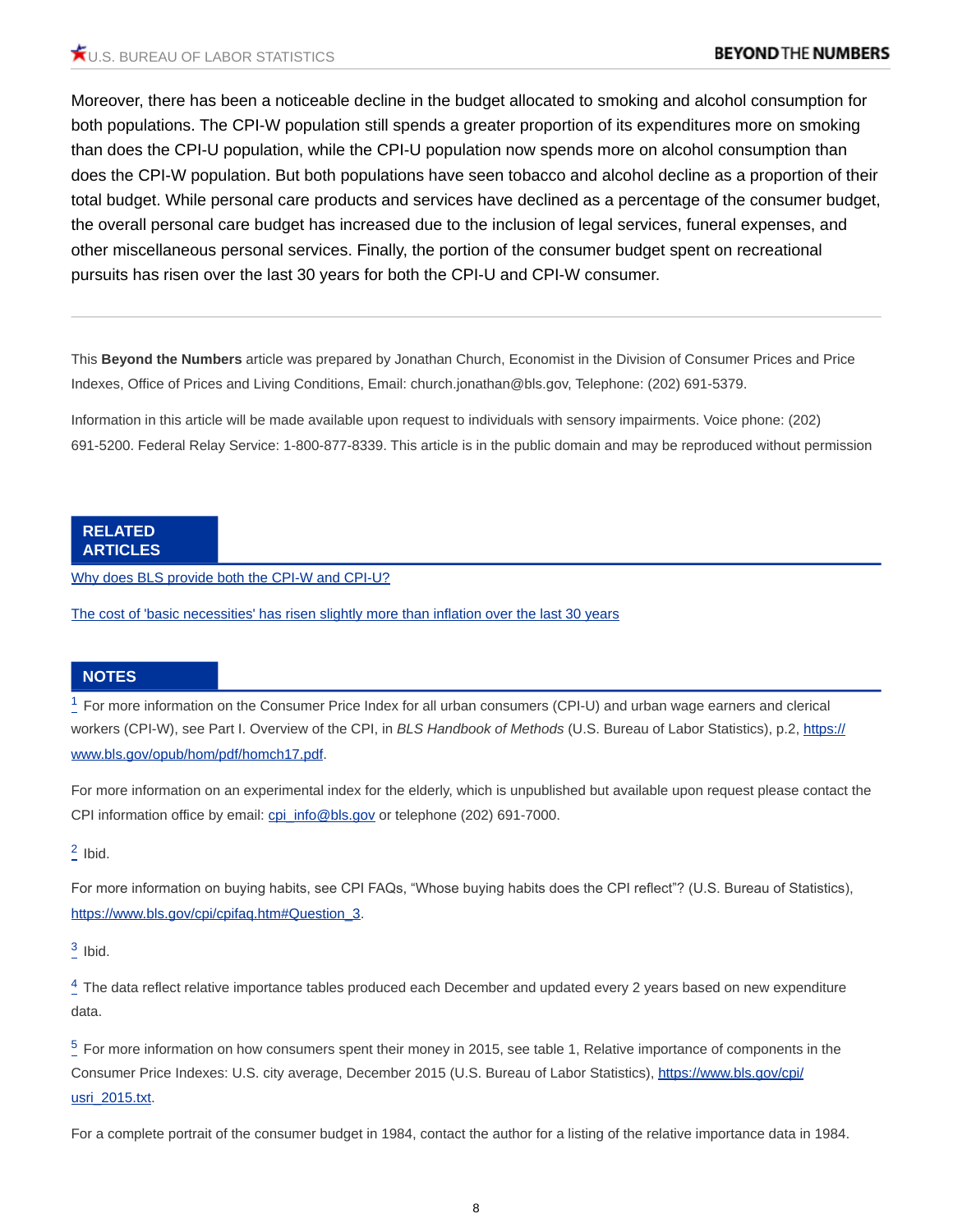Moreover, there has been a noticeable decline in the budget allocated to smoking and alcohol consumption for both populations. The CPI-W population still spends a greater proportion of its expenditures more on smoking than does the CPI-U population, while the CPI-U population now spends more on alcohol consumption than does the CPI-W population. But both populations have seen tobacco and alcohol decline as a proportion of their total budget. While personal care products and services have declined as a percentage of the consumer budget, the overall personal care budget has increased due to the inclusion of legal services, funeral expenses, and other miscellaneous personal services. Finally, the portion of the consumer budget spent on recreational pursuits has risen over the last 30 years for both the CPI-U and CPI-W consumer.

---

This **Beyond the Numbers** article was prepared by Jonathan Church, Economist in the Division of Consumer Prices and Price Indexes, Office of Prices and Living Conditions, Email: church.jonathan@bls.gov, Telephone: (202) 691-5379.

Information in this article will be made available upon request to individuals with sensory impairments. Voice phone: (202) 691-5200. Federal Relay Service: 1-800-877-8339. This article is in the public domain and may be reproduced without permission

## RELATED ARTICLES

[Why does BLS provide both the CPI-W and CPI-U?]()

[The cost of 'basic necessities' has risen slightly more than inflation over the last 30 years]()

## NOTES

[1] For more information on the Consumer Price Index for all urban consumers (CPI-U) and urban wage earners and clerical workers (CPI-W), see Part I. Overview of the CPI, in *BLS Handbook of Methods* (U.S. Bureau of Labor Statistics), p.2, https://www.bls.gov/opub/hom/pdf/homch17.pdf.

For more information on an experimental index for the elderly, which is unpublished but available upon request please contact the CPI information office by email: cpi_info@bls.gov or telephone (202) 691-7000.

[2] Ibid.

For more information on buying habits, see CPI FAQs, "Whose buying habits does the CPI reflect"? (U.S. Bureau of Statistics), https://www.bls.gov/cpi/cpifaq.htm#Question_3.

[3] Ibid.

[4] The data reflect relative importance tables produced each December and updated every 2 years based on new expenditure data.

[5] For more information on how consumers spent their money in 2015, see table 1, Relative importance of components in the Consumer Price Indexes: U.S. city average, December 2015 (U.S. Bureau of Labor Statistics), https://www.bls.gov/cpi/usri_2015.txt.

For a complete portrait of the consumer budget in 1984, contact the author for a listing of the relative importance data in 1984.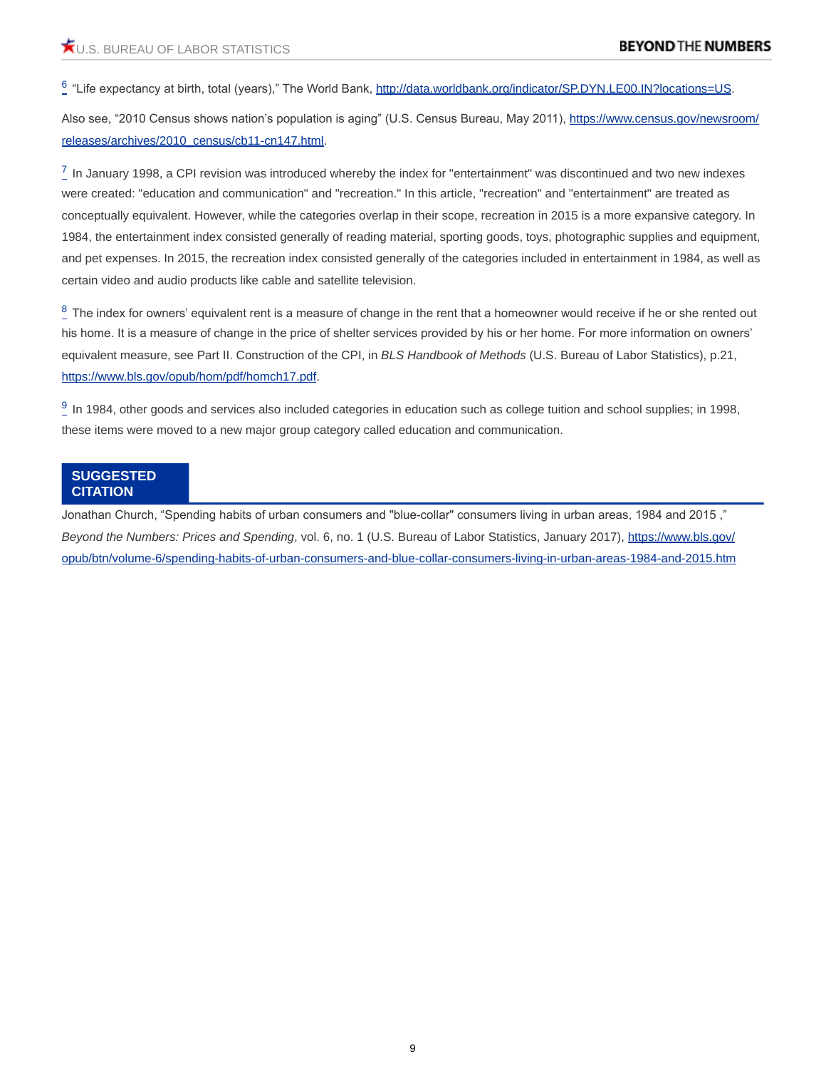[6] "Life expectancy at birth, total (years)," The World Bank, http://data.worldbank.org/indicator/SP.DYN.LE00.IN?locations=US.

Also see, "2010 Census shows nation's population is aging" (U.S. Census Bureau, May 2011), https://www.census.gov/newsroom/releases/archives/2010_census/cb11-cn147.html.

[7] In January 1998, a CPI revision was introduced whereby the index for "entertainment" was discontinued and two new indexes were created: "education and communication" and "recreation." In this article, "recreation" and "entertainment" are treated as conceptually equivalent. However, while the categories overlap in their scope, recreation in 2015 is a more expansive category. In 1984, the entertainment index consisted generally of reading material, sporting goods, toys, photographic supplies and equipment, and pet expenses. In 2015, the recreation index consisted generally of the categories included in entertainment in 1984, as well as certain video and audio products like cable and satellite television.

[8] The index for owners' equivalent rent is a measure of change in the rent that a homeowner would receive if he or she rented out his home. It is a measure of change in the price of shelter services provided by his or her home. For more information on owners' equivalent measure, see Part II. Construction of the CPI, in *BLS Handbook of Methods* (U.S. Bureau of Labor Statistics), p.21, https://www.bls.gov/opub/hom/pdf/homch17.pdf.

[9] In 1984, other goods and services also included categories in education such as college tuition and school supplies; in 1998, these items were moved to a new major group category called education and communication.

## SUGGESTED CITATION

Jonathan Church, "Spending habits of urban consumers and "blue-collar" consumers living in urban areas, 1984 and 2015 ," *Beyond the Numbers: Prices and Spending*, vol. 6, no. 1 (U.S. Bureau of Labor Statistics, January 2017), https://www.bls.gov/opub/btn/volume-6/spending-habits-of-urban-consumers-and-blue-collar-consumers-living-in-urban-areas-1984-and-2015.htm